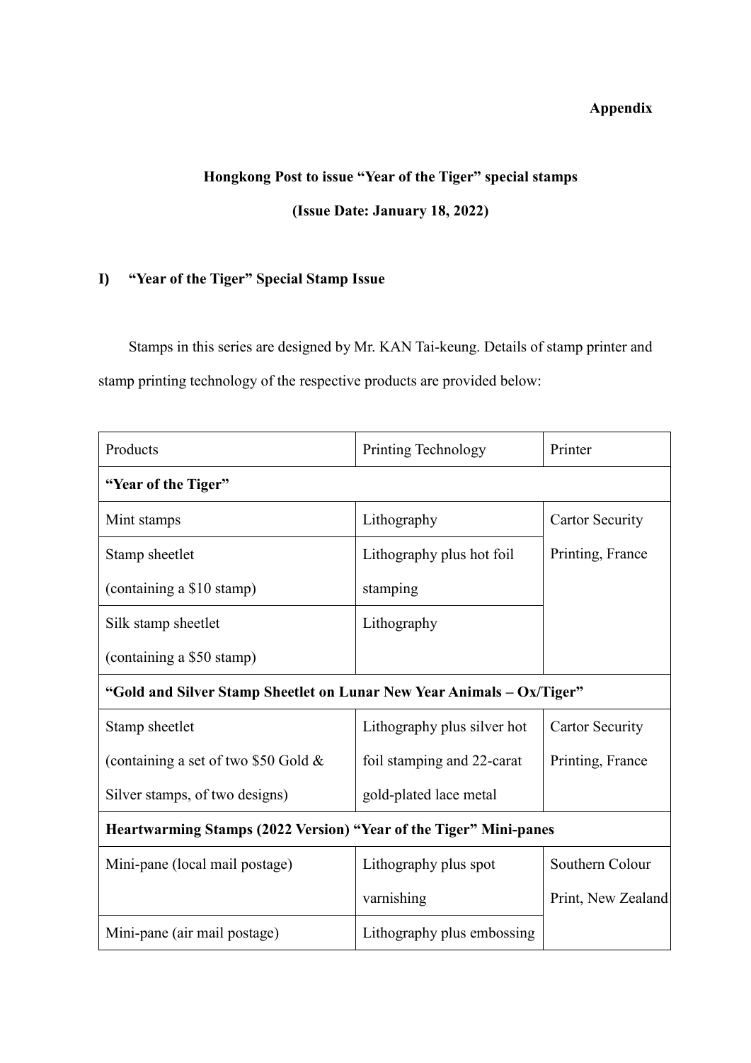**Appendix**

**Hongkong Post to issue "Year of the Tiger" special stamps**

**(Issue Date: January 18, 2022)**

## I) "Year of the Tiger" Special Stamp Issue

Stamps in this series are designed by Mr. KAN Tai-keung. Details of stamp printer and stamp printing technology of the respective products are provided below:

| Products | Printing Technology | Printer |
|---|---|---|
| **"Year of the Tiger"** | | |
| Mint stamps | Lithography | Cartor Security Printing, France |
| Stamp sheetlet (containing a $10 stamp) | Lithography plus hot foil stamping | |
| Silk stamp sheetlet (containing a $50 stamp) | Lithography | |
| **"Gold and Silver Stamp Sheetlet on Lunar New Year Animals – Ox/Tiger"** | | |
| Stamp sheetlet (containing a set of two $50 Gold & Silver stamps, of two designs) | Lithography plus silver hot foil stamping and 22-carat gold-plated lace metal | Cartor Security Printing, France |
| **Heartwarming Stamps (2022 Version) "Year of the Tiger" Mini-panes** | | |
| Mini-pane (local mail postage) | Lithography plus spot varnishing | Southern Colour Print, New Zealand |
| Mini-pane (air mail postage) | Lithography plus embossing | |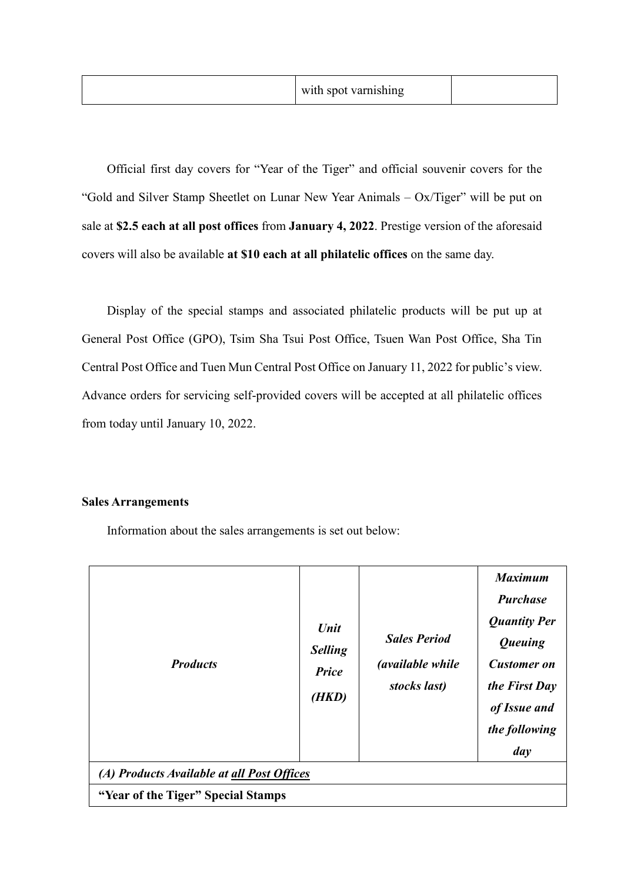| | with spot varnishing | |
|---|---|---|

Official first day covers for "Year of the Tiger" and official souvenir covers for the "Gold and Silver Stamp Sheetlet on Lunar New Year Animals – Ox/Tiger" will be put on sale at **$2.5 each at all post offices** from **January 4, 2022**. Prestige version of the aforesaid covers will also be available **at $10 each at all philatelic offices** on the same day.

Display of the special stamps and associated philatelic products will be put up at General Post Office (GPO), Tsim Sha Tsui Post Office, Tsuen Wan Post Office, Sha Tin Central Post Office and Tuen Mun Central Post Office on January 11, 2022 for public's view. Advance orders for servicing self-provided covers will be accepted at all philatelic offices from today until January 10, 2022.

**Sales Arrangements**

Information about the sales arrangements is set out below:

| ***Products*** | ***Unit Selling Price (HKD)*** | ***Sales Period (available while stocks last)*** | ***Maximum Purchase Quantity Per Queuing Customer on the First Day of Issue and the following day*** |
|---|---|---|---|
| ***(A) Products Available at all Post Offices*** | | | |
| **"Year of the Tiger" Special Stamps** | | | |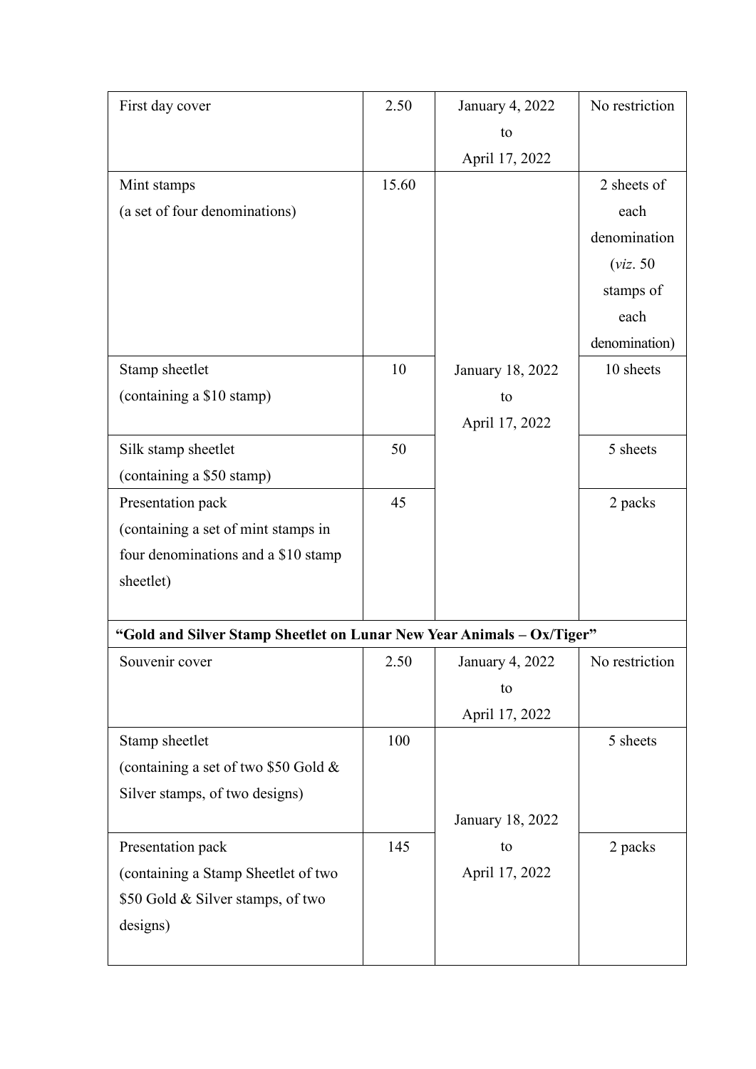| | | | |
|---|---|---|---|
| First day cover | 2.50 | January 4, 2022 to April 17, 2022 | No restriction |
| Mint stamps (a set of four denominations) | 15.60 | January 18, 2022 to April 17, 2022 | 2 sheets of each denomination (*viz*. 50 stamps of each denomination) |
| Stamp sheetlet (containing a $10 stamp) | 10 | | 10 sheets |
| Silk stamp sheetlet (containing a $50 stamp) | 50 | | 5 sheets |
| Presentation pack (containing a set of mint stamps in four denominations and a $10 stamp sheetlet) | 45 | | 2 packs |
| **"Gold and Silver Stamp Sheetlet on Lunar New Year Animals – Ox/Tiger"** | | | |
| Souvenir cover | 2.50 | January 4, 2022 to April 17, 2022 | No restriction |
| Stamp sheetlet (containing a set of two $50 Gold & Silver stamps, of two designs) | 100 | January 18, 2022 to April 17, 2022 | 5 sheets |
| Presentation pack (containing a Stamp Sheetlet of two $50 Gold & Silver stamps, of two designs) | 145 | | 2 packs |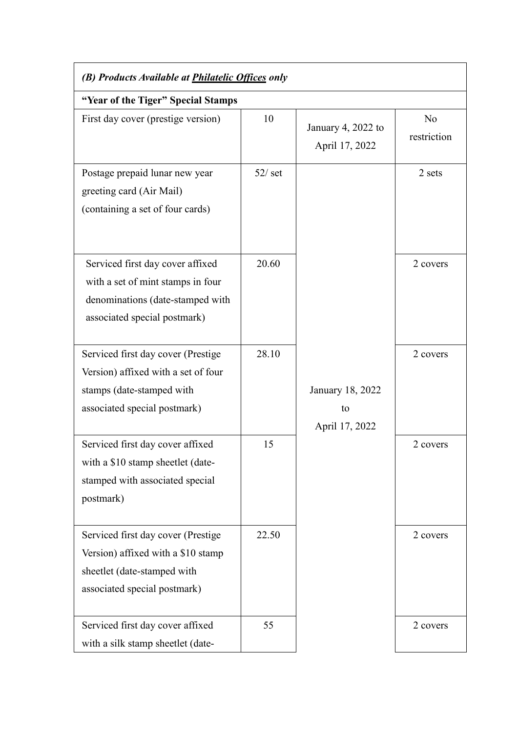| *(B) Products Available at Philatelic Offices only* | | | |
|---|---|---|---|
| **"Year of the Tiger" Special Stamps** | | | |
| First day cover (prestige version) | 10 | January 4, 2022 to April 17, 2022 | No restriction |
| Postage prepaid lunar new year greeting card (Air Mail) (containing a set of four cards) | 52/ set | January 18, 2022 to April 17, 2022 | 2 sets |
| Serviced first day cover affixed with a set of mint stamps in four denominations (date-stamped with associated special postmark) | 20.60 | | 2 covers |
| Serviced first day cover (Prestige Version) affixed with a set of four stamps (date-stamped with associated special postmark) | 28.10 | | 2 covers |
| Serviced first day cover affixed with a $10 stamp sheetlet (date-stamped with associated special postmark) | 15 | | 2 covers |
| Serviced first day cover (Prestige Version) affixed with a $10 stamp sheetlet (date-stamped with associated special postmark) | 22.50 | | 2 covers |
| Serviced first day cover affixed with a silk stamp sheetlet (date- | 55 | | 2 covers |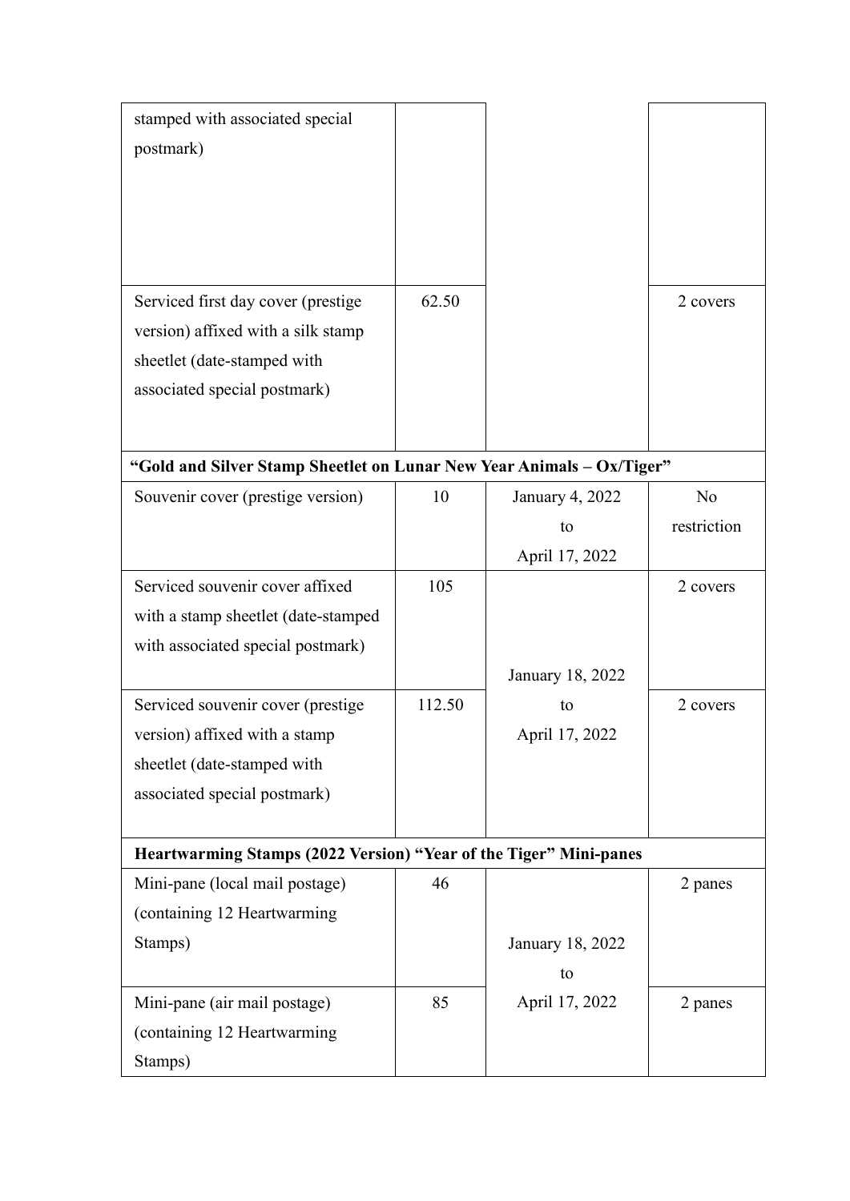| | | | |
|---|---|---|---|
| stamped with associated special postmark) | | | |
| Serviced first day cover (prestige version) affixed with a silk stamp sheetlet (date-stamped with associated special postmark) | 62.50 | | 2 covers |
| **"Gold and Silver Stamp Sheetlet on Lunar New Year Animals – Ox/Tiger"** | | | |
| Souvenir cover (prestige version) | 10 | January 4, 2022 to April 17, 2022 | No restriction |
| Serviced souvenir cover affixed with a stamp sheetlet (date-stamped with associated special postmark) | 105 | January 18, 2022 to April 17, 2022 | 2 covers |
| Serviced souvenir cover (prestige version) affixed with a stamp sheetlet (date-stamped with associated special postmark) | 112.50 | | 2 covers |
| **Heartwarming Stamps (2022 Version) "Year of the Tiger" Mini-panes** | | | |
| Mini-pane (local mail postage) (containing 12 Heartwarming Stamps) | 46 | January 18, 2022 to April 17, 2022 | 2 panes |
| Mini-pane (air mail postage) (containing 12 Heartwarming Stamps) | 85 | | 2 panes |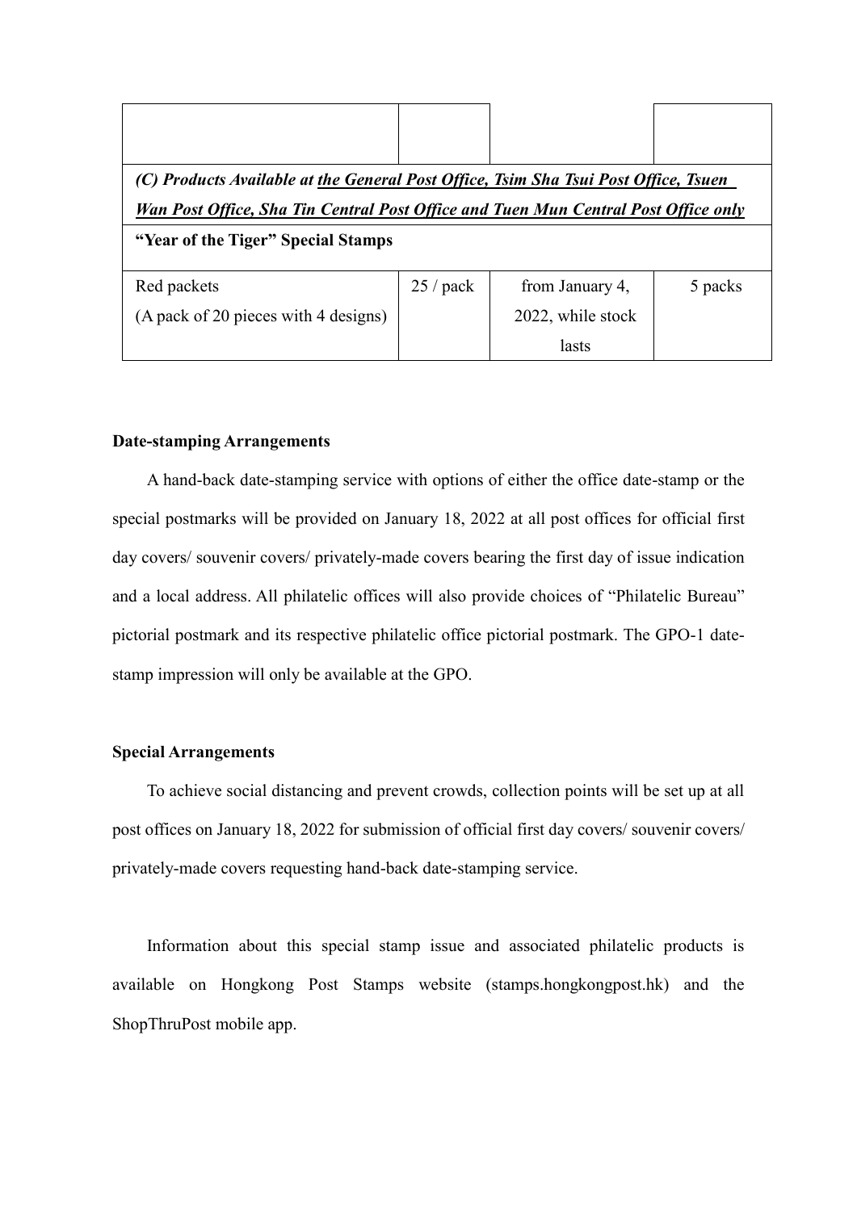| | | | |
|---|---|---|---|
| | | | |
| ***(C) Products Available at <u>the General Post Office, Tsim Sha Tsui Post Office, Tsuen Wan Post Office, Sha Tin Central Post Office and Tuen Mun Central Post Office only</u>*** | | | |
| **"Year of the Tiger" Special Stamps** | | | |
| Red packets (A pack of 20 pieces with 4 designs) | 25 / pack | from January 4, 2022, while stock lasts | 5 packs |

**Date-stamping Arrangements**

A hand-back date-stamping service with options of either the office date-stamp or the special postmarks will be provided on January 18, 2022 at all post offices for official first day covers/ souvenir covers/ privately-made covers bearing the first day of issue indication and a local address. All philatelic offices will also provide choices of "Philatelic Bureau" pictorial postmark and its respective philatelic office pictorial postmark. The GPO-1 date-stamp impression will only be available at the GPO.

**Special Arrangements**

To achieve social distancing and prevent crowds, collection points will be set up at all post offices on January 18, 2022 for submission of official first day covers/ souvenir covers/ privately-made covers requesting hand-back date-stamping service.

Information about this special stamp issue and associated philatelic products is available on Hongkong Post Stamps website (stamps.hongkongpost.hk) and the ShopThruPost mobile app.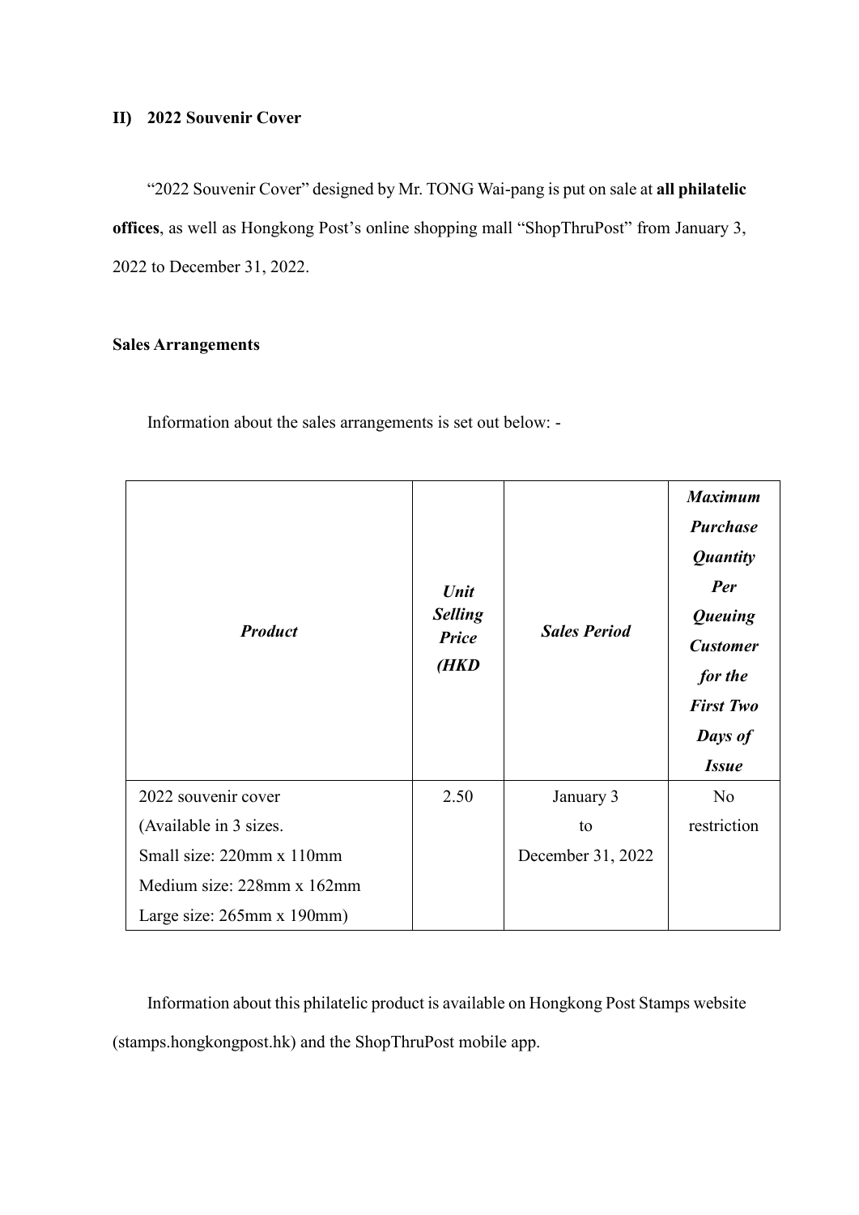## II) 2022 Souvenir Cover

"2022 Souvenir Cover" designed by Mr. TONG Wai-pang is put on sale at **all philatelic offices**, as well as Hongkong Post's online shopping mall "ShopThruPost" from January 3, 2022 to December 31, 2022.

**Sales Arrangements**

Information about the sales arrangements is set out below: -

| ***Product*** | ***Unit Selling Price (HKD*** | ***Sales Period*** | ***Maximum Purchase Quantity Per Queuing Customer for the First Two Days of Issue*** |
|---|---|---|---|
| 2022 souvenir cover<br>(Available in 3 sizes.<br>Small size: 220mm x 110mm<br>Medium size: 228mm x 162mm<br>Large size: 265mm x 190mm) | 2.50 | January 3<br>to<br>December 31, 2022 | No restriction |

Information about this philatelic product is available on Hongkong Post Stamps website (stamps.hongkongpost.hk) and the ShopThruPost mobile app.